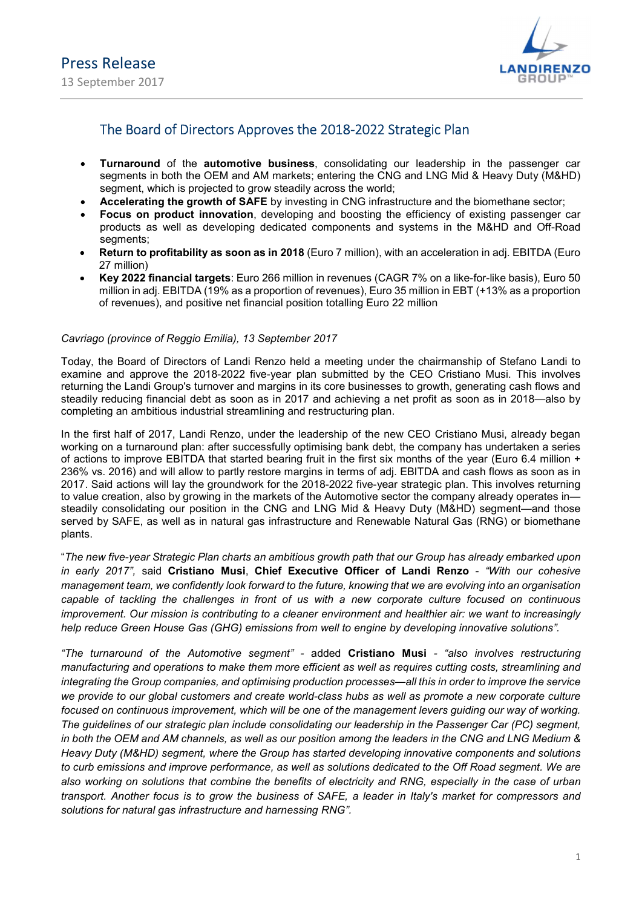Press Release

13 September 2017

## The Board of Directors Approves the 2018-2022 Strategic Plan

- **Turnaround** of the **automotive business**, consolidating our leadership in the passenger car segments in both the OEM and AM markets; entering the CNG and LNG Mid & Heavy Duty (M&HD) segment, which is projected to grow steadily across the world;
- **Accelerating the growth of SAFE** by investing in CNG infrastructure and the biomethane sector;
- **Focus on product innovation**, developing and boosting the efficiency of existing passenger car products as well as developing dedicated components and systems in the M&HD and Off-Road segments;
- **Return to profitability as soon as in 2018** (Euro 7 million), with an acceleration in adj. EBITDA (Euro 27 million)
- **Key 2022 financial targets**: Euro 266 million in revenues (CAGR 7% on a like-for-like basis), Euro 50 million in adj. EBITDA (19% as a proportion of revenues), Euro 35 million in EBT (+13% as a proportion of revenues), and positive net financial position totalling Euro 22 million

*Cavriago (province of Reggio Emilia), 13 September 2017*

Today, the Board of Directors of Landi Renzo held a meeting under the chairmanship of Stefano Landi to examine and approve the 2018-2022 five-year plan submitted by the CEO Cristiano Musi. This involves returning the Landi Group's turnover and margins in its core businesses to growth, generating cash flows and steadily reducing financial debt as soon as in 2017 and achieving a net profit as soon as in 2018—also by completing an ambitious industrial streamlining and restructuring plan.

In the first half of 2017, Landi Renzo, under the leadership of the new CEO Cristiano Musi, already began working on a turnaround plan: after successfully optimising bank debt, the company has undertaken a series of actions to improve EBITDA that started bearing fruit in the first six months of the year (Euro 6.4 million + 236% vs. 2016) and will allow to partly restore margins in terms of adj. EBITDA and cash flows as soon as in 2017. Said actions will lay the groundwork for the 2018-2022 five-year strategic plan. This involves returning to value creation, also by growing in the markets of the Automotive sector the company already operates in—steadily consolidating our position in the CNG and LNG Mid & Heavy Duty (M&HD) segment—and those served by SAFE, as well as in natural gas infrastructure and Renewable Natural Gas (RNG) or biomethane plants.

"*The new five-year Strategic Plan charts an ambitious growth path that our Group has already embarked upon in early 2017",* said **Cristiano Musi**, **Chief Executive Officer of Landi Renzo** - *"With our cohesive management team, we confidently look forward to the future, knowing that we are evolving into an organisation capable of tackling the challenges in front of us with a new corporate culture focused on continuous improvement. Our mission is contributing to a cleaner environment and healthier air: we want to increasingly help reduce Green House Gas (GHG) emissions from well to engine by developing innovative solutions".*

*"The turnaround of the Automotive segment"* - added **Cristiano Musi** - *"also involves restructuring manufacturing and operations to make them more efficient as well as requires cutting costs, streamlining and integrating the Group companies, and optimising production processes—all this in order to improve the service we provide to our global customers and create world-class hubs as well as promote a new corporate culture focused on continuous improvement, which will be one of the management levers guiding our way of working. The guidelines of our strategic plan include consolidating our leadership in the Passenger Car (PC) segment, in both the OEM and AM channels, as well as our position among the leaders in the CNG and LNG Medium & Heavy Duty (M&HD) segment, where the Group has started developing innovative components and solutions to curb emissions and improve performance, as well as solutions dedicated to the Off Road segment. We are also working on solutions that combine the benefits of electricity and RNG, especially in the case of urban transport. Another focus is to grow the business of SAFE, a leader in Italy's market for compressors and solutions for natural gas infrastructure and harnessing RNG".*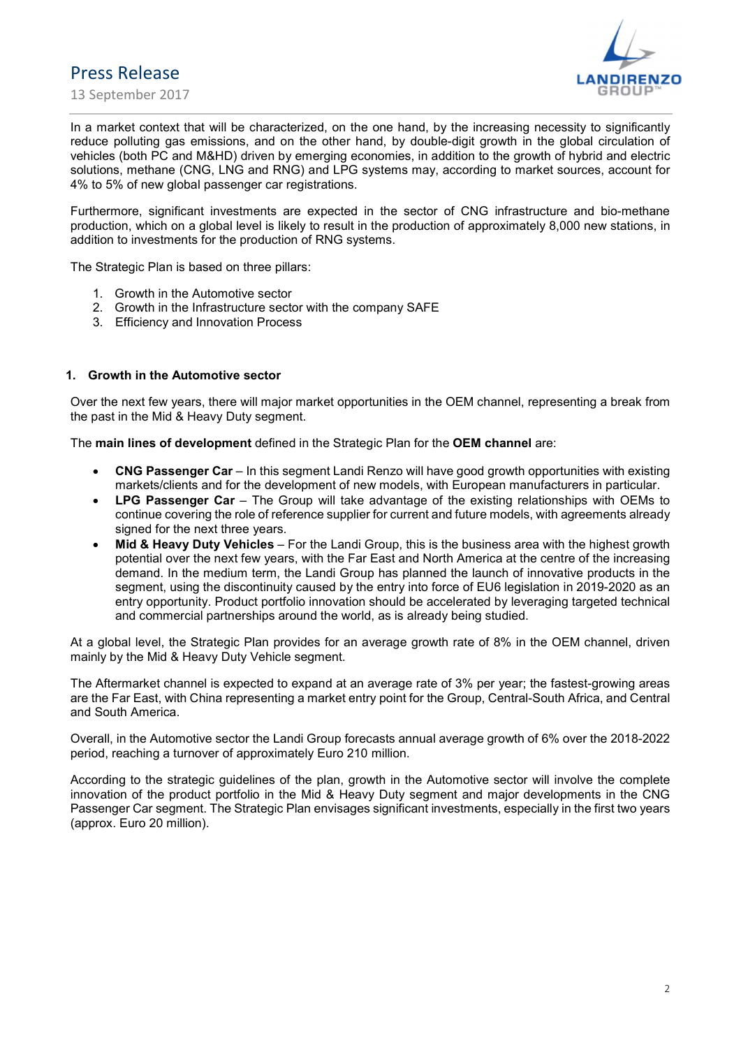In a market context that will be characterized, on the one hand, by the increasing necessity to significantly reduce polluting gas emissions, and on the other hand, by double-digit growth in the global circulation of vehicles (both PC and M&HD) driven by emerging economies, in addition to the growth of hybrid and electric solutions, methane (CNG, LNG and RNG) and LPG systems may, according to market sources, account for 4% to 5% of new global passenger car registrations.

Furthermore, significant investments are expected in the sector of CNG infrastructure and bio-methane production, which on a global level is likely to result in the production of approximately 8,000 new stations, in addition to investments for the production of RNG systems.

The Strategic Plan is based on three pillars:

1. Growth in the Automotive sector
2. Growth in the Infrastructure sector with the company SAFE
3. Efficiency and Innovation Process

## 1. Growth in the Automotive sector

Over the next few years, there will major market opportunities in the OEM channel, representing a break from the past in the Mid & Heavy Duty segment.

The **main lines of development** defined in the Strategic Plan for the **OEM channel** are:

- **CNG Passenger Car** – In this segment Landi Renzo will have good growth opportunities with existing markets/clients and for the development of new models, with European manufacturers in particular.
- **LPG Passenger Car** – The Group will take advantage of the existing relationships with OEMs to continue covering the role of reference supplier for current and future models, with agreements already signed for the next three years.
- **Mid & Heavy Duty Vehicles** – For the Landi Group, this is the business area with the highest growth potential over the next few years, with the Far East and North America at the centre of the increasing demand. In the medium term, the Landi Group has planned the launch of innovative products in the segment, using the discontinuity caused by the entry into force of EU6 legislation in 2019-2020 as an entry opportunity. Product portfolio innovation should be accelerated by leveraging targeted technical and commercial partnerships around the world, as is already being studied.

At a global level, the Strategic Plan provides for an average growth rate of 8% in the OEM channel, driven mainly by the Mid & Heavy Duty Vehicle segment.

The Aftermarket channel is expected to expand at an average rate of 3% per year; the fastest-growing areas are the Far East, with China representing a market entry point for the Group, Central-South Africa, and Central and South America.

Overall, in the Automotive sector the Landi Group forecasts annual average growth of 6% over the 2018-2022 period, reaching a turnover of approximately Euro 210 million.

According to the strategic guidelines of the plan, growth in the Automotive sector will involve the complete innovation of the product portfolio in the Mid & Heavy Duty segment and major developments in the CNG Passenger Car segment. The Strategic Plan envisages significant investments, especially in the first two years (approx. Euro 20 million).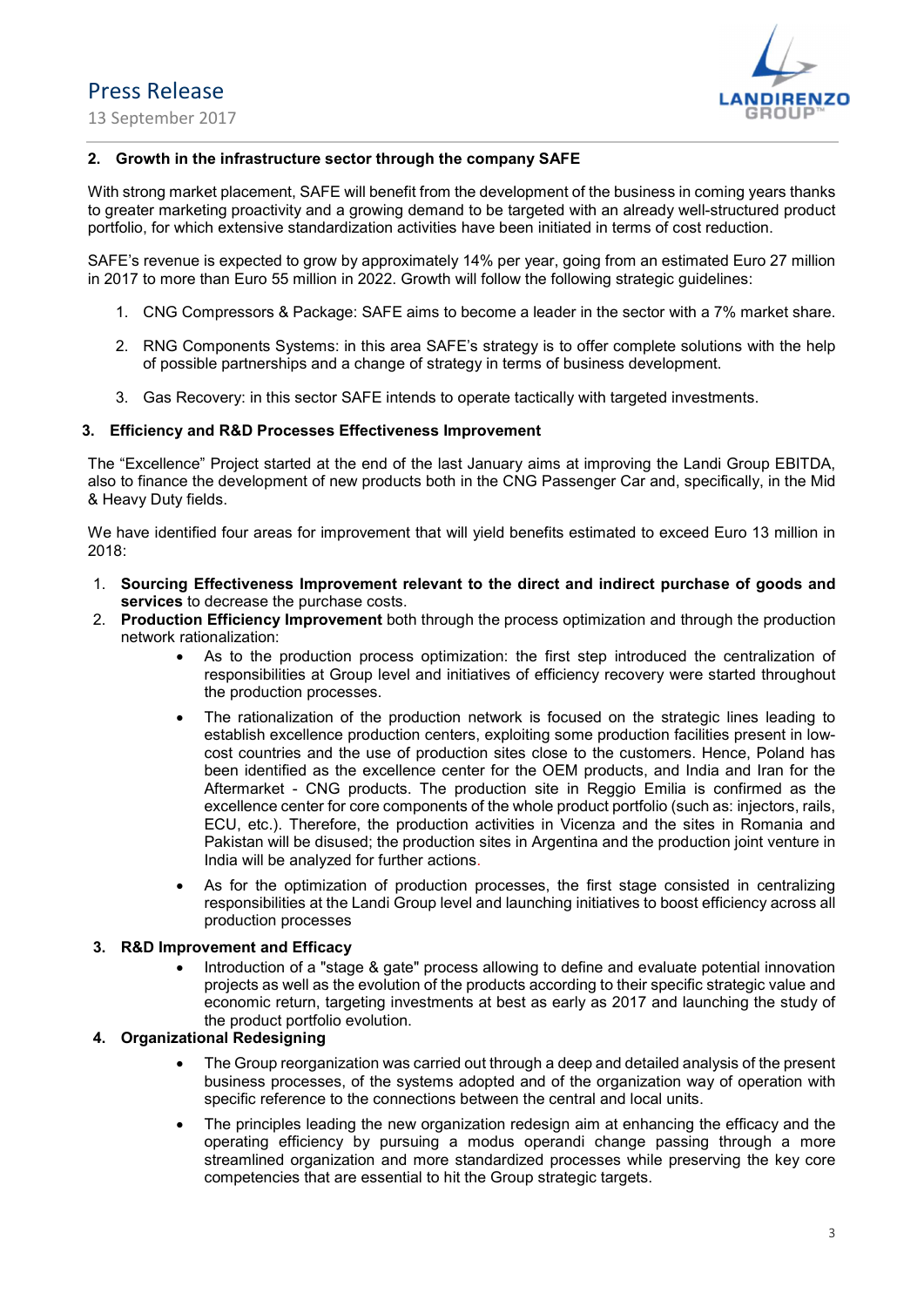## 2. Growth in the infrastructure sector through the company SAFE

With strong market placement, SAFE will benefit from the development of the business in coming years thanks to greater marketing proactivity and a growing demand to be targeted with an already well-structured product portfolio, for which extensive standardization activities have been initiated in terms of cost reduction.

SAFE's revenue is expected to grow by approximately 14% per year, going from an estimated Euro 27 million in 2017 to more than Euro 55 million in 2022. Growth will follow the following strategic guidelines:

1. CNG Compressors & Package: SAFE aims to become a leader in the sector with a 7% market share.
2. RNG Components Systems: in this area SAFE's strategy is to offer complete solutions with the help of possible partnerships and a change of strategy in terms of business development.
3. Gas Recovery: in this sector SAFE intends to operate tactically with targeted investments.

## 3. Efficiency and R&D Processes Effectiveness Improvement

The "Excellence" Project started at the end of the last January aims at improving the Landi Group EBITDA, also to finance the development of new products both in the CNG Passenger Car and, specifically, in the Mid & Heavy Duty fields.

We have identified four areas for improvement that will yield benefits estimated to exceed Euro 13 million in 2018:

1. **Sourcing Effectiveness Improvement relevant to the direct and indirect purchase of goods and services** to decrease the purchase costs.
2. **Production Efficiency Improvement** both through the process optimization and through the production network rationalization:
   - As to the production process optimization: the first step introduced the centralization of responsibilities at Group level and initiatives of efficiency recovery were started throughout the production processes.
   - The rationalization of the production network is focused on the strategic lines leading to establish excellence production centers, exploiting some production facilities present in low-cost countries and the use of production sites close to the customers. Hence, Poland has been identified as the excellence center for the OEM products, and India and Iran for the Aftermarket - CNG products. The production site in Reggio Emilia is confirmed as the excellence center for core components of the whole product portfolio (such as: injectors, rails, ECU, etc.). Therefore, the production activities in Vicenza and the sites in Romania and Pakistan will be disused; the production sites in Argentina and the production joint venture in India will be analyzed for further actions.
   - As for the optimization of production processes, the first stage consisted in centralizing responsibilities at the Landi Group level and launching initiatives to boost efficiency across all production processes
3. **R&D Improvement and Efficacy**
   - Introduction of a "stage & gate" process allowing to define and evaluate potential innovation projects as well as the evolution of the products according to their specific strategic value and economic return, targeting investments at best as early as 2017 and launching the study of the product portfolio evolution.
4. **Organizational Redesigning**
   - The Group reorganization was carried out through a deep and detailed analysis of the present business processes, of the systems adopted and of the organization way of operation with specific reference to the connections between the central and local units.
   - The principles leading the new organization redesign aim at enhancing the efficacy and the operating efficiency by pursuing a modus operandi change passing through a more streamlined organization and more standardized processes while preserving the key core competencies that are essential to hit the Group strategic targets.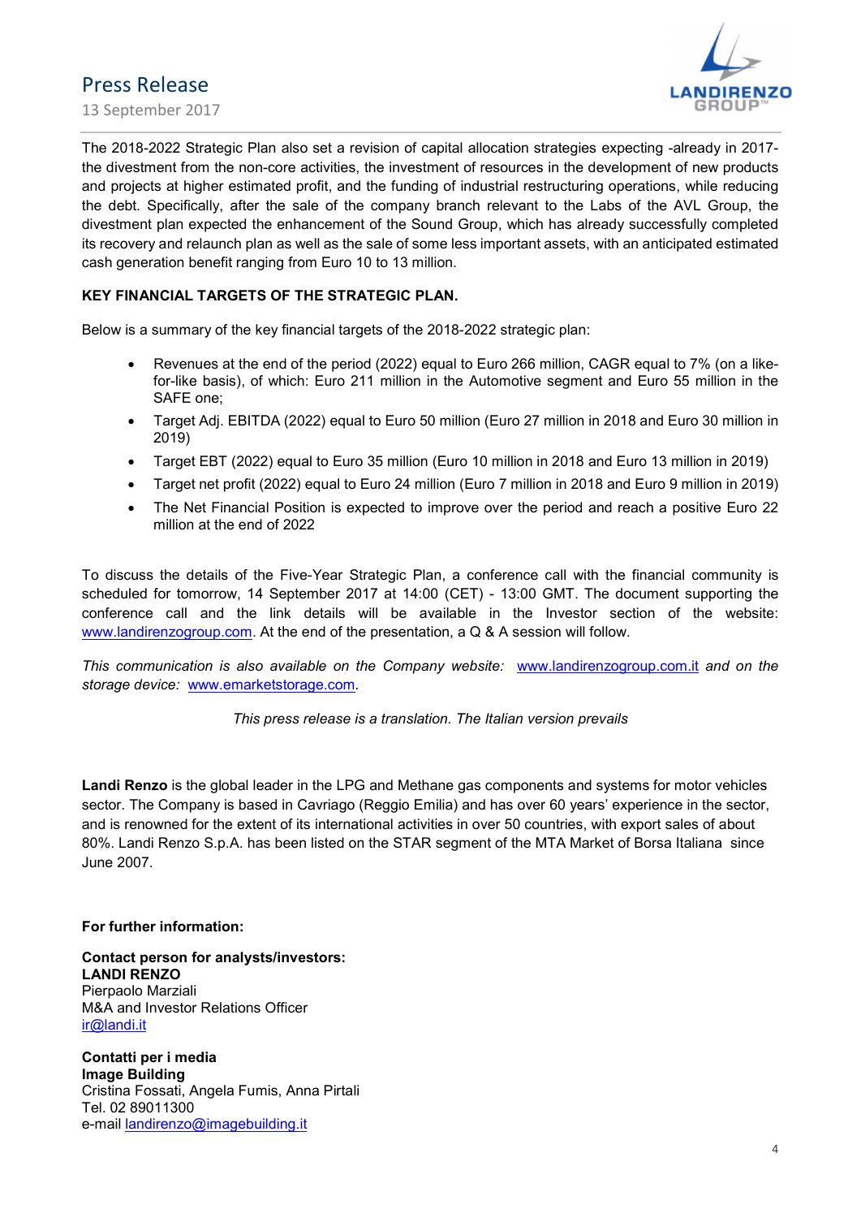The 2018-2022 Strategic Plan also set a revision of capital allocation strategies expecting -already in 2017- the divestment from the non-core activities, the investment of resources in the development of new products and projects at higher estimated profit, and the funding of industrial restructuring operations, while reducing the debt. Specifically, after the sale of the company branch relevant to the Labs of the AVL Group, the divestment plan expected the enhancement of the Sound Group, which has already successfully completed its recovery and relaunch plan as well as the sale of some less important assets, with an anticipated estimated cash generation benefit ranging from Euro 10 to 13 million.

**KEY FINANCIAL TARGETS OF THE STRATEGIC PLAN.**

Below is a summary of the key financial targets of the 2018-2022 strategic plan:

- Revenues at the end of the period (2022) equal to Euro 266 million, CAGR equal to 7% (on a like-for-like basis), of which: Euro 211 million in the Automotive segment and Euro 55 million in the SAFE one;
- Target Adj. EBITDA (2022) equal to Euro 50 million (Euro 27 million in 2018 and Euro 30 million in 2019)
- Target EBT (2022) equal to Euro 35 million (Euro 10 million in 2018 and Euro 13 million in 2019)
- Target net profit (2022) equal to Euro 24 million (Euro 7 million in 2018 and Euro 9 million in 2019)
- The Net Financial Position is expected to improve over the period and reach a positive Euro 22 million at the end of 2022

To discuss the details of the Five-Year Strategic Plan, a conference call with the financial community is scheduled for tomorrow, 14 September 2017 at 14:00 (CET) - 13:00 GMT. The document supporting the conference call and the link details will be available in the Investor section of the website: www.landirenzogroup.com. At the end of the presentation, a Q & A session will follow.

*This communication is also available on the Company website:* www.landirenzogroup.com.it *and on the storage device:* www.emarketstorage.com.

*This press release is a translation. The Italian version prevails*

**Landi Renzo** is the global leader in the LPG and Methane gas components and systems for motor vehicles sector. The Company is based in Cavriago (Reggio Emilia) and has over 60 years' experience in the sector, and is renowned for the extent of its international activities in over 50 countries, with export sales of about 80%. Landi Renzo S.p.A. has been listed on the STAR segment of the MTA Market of Borsa Italiana since June 2007.

**For further information:**

**Contact person for analysts/investors:**
**LANDI RENZO**
Pierpaolo Marziali
M&A and Investor Relations Officer
ir@landi.it

**Contatti per i media**
**Image Building**
Cristina Fossati, Angela Fumis, Anna Pirtali
Tel. 02 89011300
e-mail landirenzo@imagebuilding.it